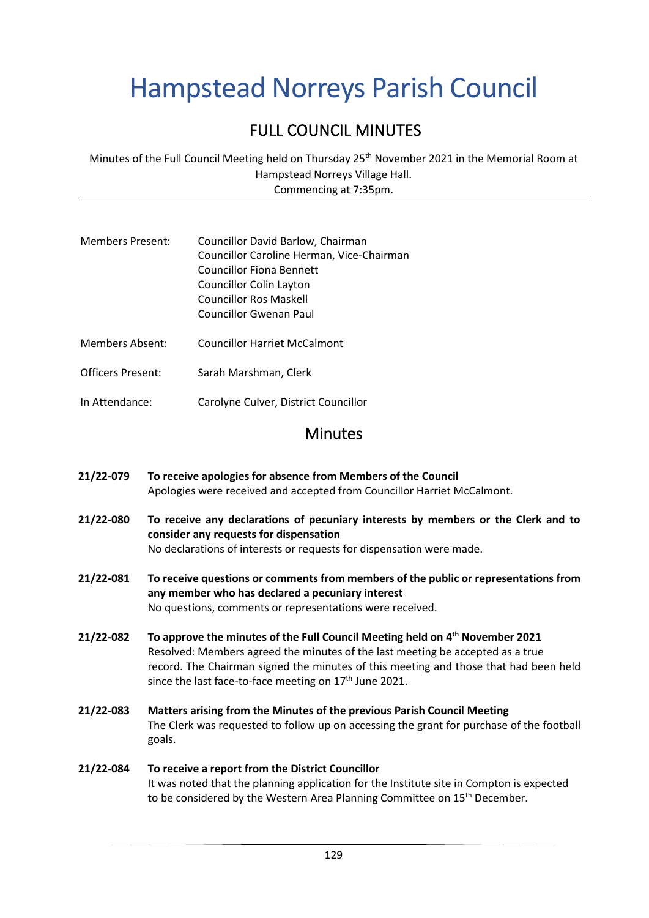# Hampstead Norreys Parish Council

## FULL COUNCIL MINUTES

Minutes of the Full Council Meeting held on Thursday 25th November 2021 in the Memorial Room at Hampstead Norreys Village Hall.
Commencing at 7:35pm.

---

| | |
|---|---|
| Members Present: | Councillor David Barlow, Chairman<br>Councillor Caroline Herman, Vice-Chairman<br>Councillor Fiona Bennett<br>Councillor Colin Layton<br>Councillor Ros Maskell<br>Councillor Gwenan Paul |
| Members Absent: | Councillor Harriet McCalmont |
| Officers Present: | Sarah Marshman, Clerk |
| In Attendance: | Carolyne Culver, District Councillor |

## Minutes

**21/22-079 To receive apologies for absence from Members of the Council**
Apologies were received and accepted from Councillor Harriet McCalmont.

**21/22-080 To receive any declarations of pecuniary interests by members or the Clerk and to consider any requests for dispensation**
No declarations of interests or requests for dispensation were made.

**21/22-081 To receive questions or comments from members of the public or representations from any member who has declared a pecuniary interest**
No questions, comments or representations were received.

**21/22-082 To approve the minutes of the Full Council Meeting held on 4th November 2021**
Resolved: Members agreed the minutes of the last meeting be accepted as a true record. The Chairman signed the minutes of this meeting and those that had been held since the last face-to-face meeting on 17th June 2021.

**21/22-083 Matters arising from the Minutes of the previous Parish Council Meeting**
The Clerk was requested to follow up on accessing the grant for purchase of the football goals.

**21/22-084 To receive a report from the District Councillor**
It was noted that the planning application for the Institute site in Compton is expected to be considered by the Western Area Planning Committee on 15th December.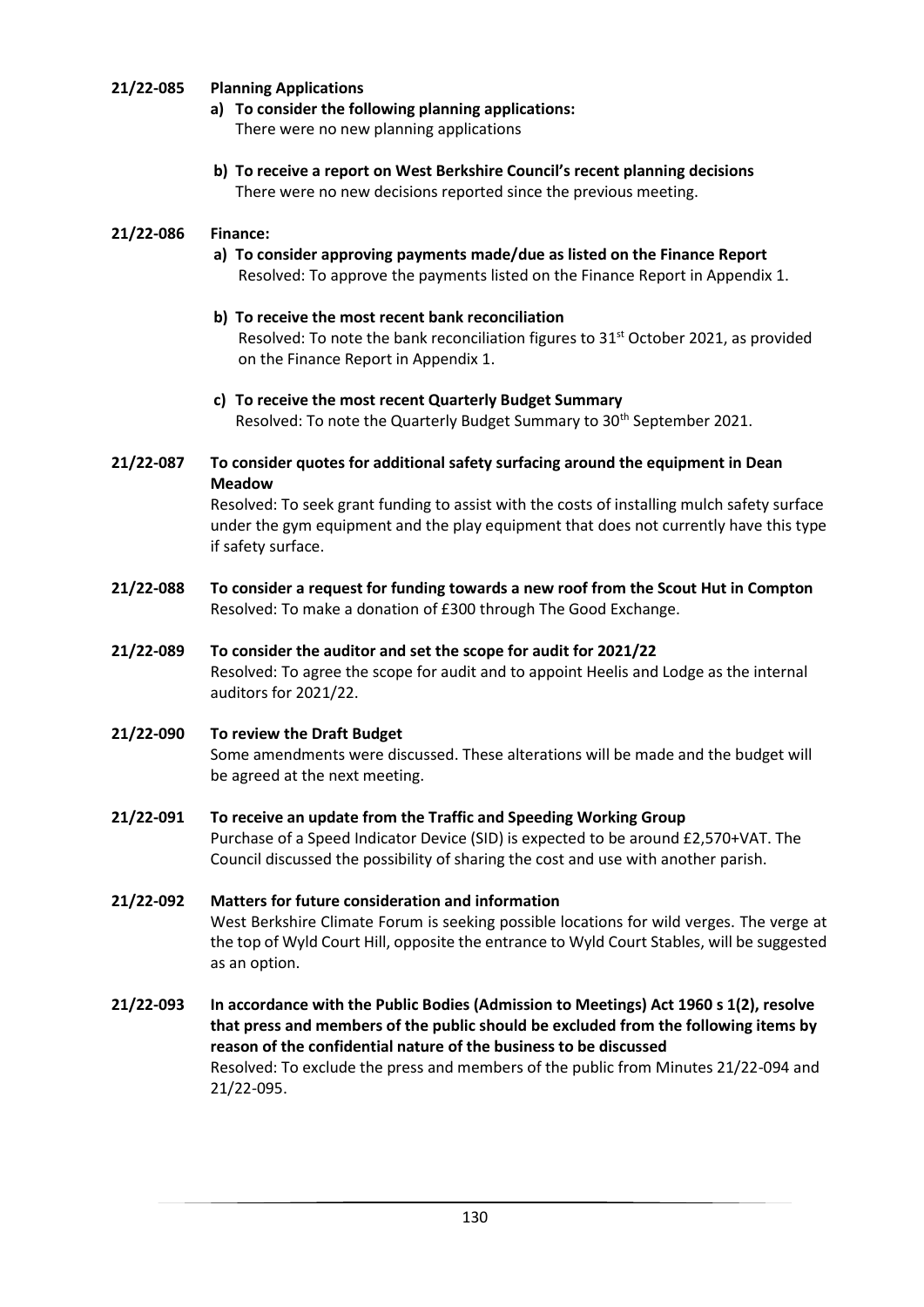**21/22-085 Planning Applications**

**a) To consider the following planning applications:**
There were no new planning applications

**b) To receive a report on West Berkshire Council's recent planning decisions**
There were no new decisions reported since the previous meeting.

**21/22-086 Finance:**

**a) To consider approving payments made/due as listed on the Finance Report**
Resolved: To approve the payments listed on the Finance Report in Appendix 1.

**b) To receive the most recent bank reconciliation**
Resolved: To note the bank reconciliation figures to 31st October 2021, as provided on the Finance Report in Appendix 1.

**c) To receive the most recent Quarterly Budget Summary**
Resolved: To note the Quarterly Budget Summary to 30th September 2021.

**21/22-087 To consider quotes for additional safety surfacing around the equipment in Dean Meadow**

Resolved: To seek grant funding to assist with the costs of installing mulch safety surface under the gym equipment and the play equipment that does not currently have this type if safety surface.

**21/22-088 To consider a request for funding towards a new roof from the Scout Hut in Compton**

Resolved: To make a donation of £300 through The Good Exchange.

**21/22-089 To consider the auditor and set the scope for audit for 2021/22**

Resolved: To agree the scope for audit and to appoint Heelis and Lodge as the internal auditors for 2021/22.

**21/22-090 To review the Draft Budget**

Some amendments were discussed. These alterations will be made and the budget will be agreed at the next meeting.

**21/22-091 To receive an update from the Traffic and Speeding Working Group**

Purchase of a Speed Indicator Device (SID) is expected to be around £2,570+VAT. The Council discussed the possibility of sharing the cost and use with another parish.

**21/22-092 Matters for future consideration and information**

West Berkshire Climate Forum is seeking possible locations for wild verges. The verge at the top of Wyld Court Hill, opposite the entrance to Wyld Court Stables, will be suggested as an option.

**21/22-093 In accordance with the Public Bodies (Admission to Meetings) Act 1960 s 1(2), resolve that press and members of the public should be excluded from the following items by reason of the confidential nature of the business to be discussed**

Resolved: To exclude the press and members of the public from Minutes 21/22-094 and 21/22-095.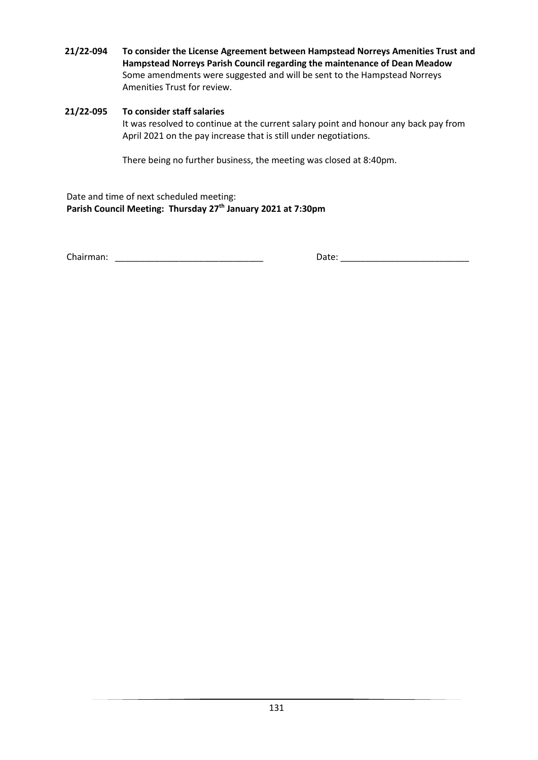**21/22-094 To consider the License Agreement between Hampstead Norreys Amenities Trust and Hampstead Norreys Parish Council regarding the maintenance of Dean Meadow**

Some amendments were suggested and will be sent to the Hampstead Norreys Amenities Trust for review.

**21/22-095 To consider staff salaries**

It was resolved to continue at the current salary point and honour any back pay from April 2021 on the pay increase that is still under negotiations.

There being no further business, the meeting was closed at 8:40pm.

Date and time of next scheduled meeting:
**Parish Council Meeting: Thursday 27th January 2021 at 7:30pm**

Chairman: ______________________________ Date: __________________________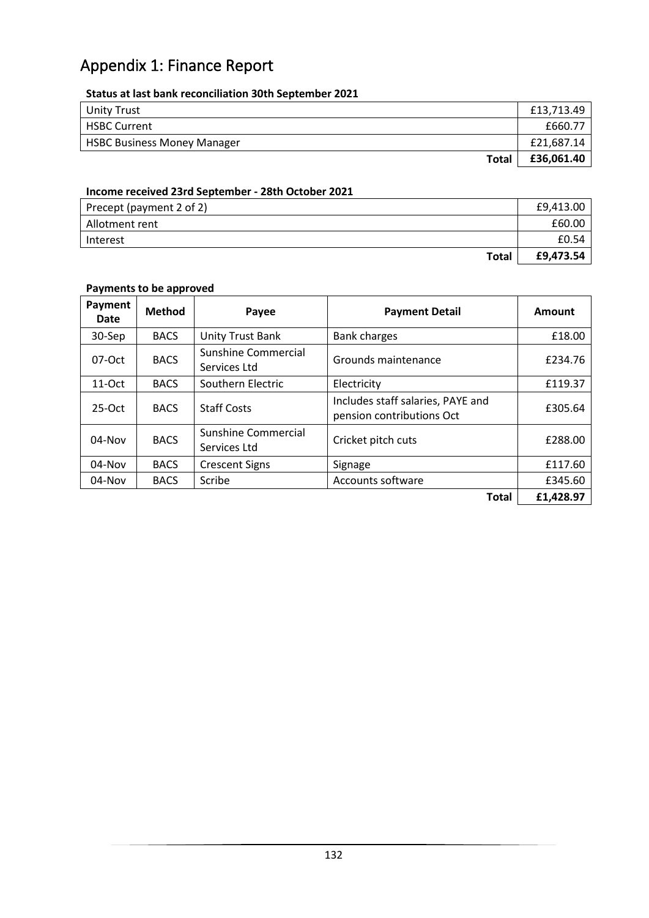# Appendix 1: Finance Report

**Status at last bank reconciliation 30th September 2021**

| | |
|---|---|
| Unity Trust | £13,713.49 |
| HSBC Current | £660.77 |
| HSBC Business Money Manager | £21,687.14 |
| **Total** | **£36,061.40** |

**Income received 23rd September - 28th October 2021**

| | |
|---|---|
| Precept (payment 2 of 2) | £9,413.00 |
| Allotment rent | £60.00 |
| Interest | £0.54 |
| **Total** | **£9,473.54** |

**Payments to be approved**

| Payment Date | Method | Payee | Payment Detail | Amount |
|---|---|---|---|---|
| 30-Sep | BACS | Unity Trust Bank | Bank charges | £18.00 |
| 07-Oct | BACS | Sunshine Commercial Services Ltd | Grounds maintenance | £234.76 |
| 11-Oct | BACS | Southern Electric | Electricity | £119.37 |
| 25-Oct | BACS | Staff Costs | Includes staff salaries, PAYE and pension contributions Oct | £305.64 |
| 04-Nov | BACS | Sunshine Commercial Services Ltd | Cricket pitch cuts | £288.00 |
| 04-Nov | BACS | Crescent Signs | Signage | £117.60 |
| 04-Nov | BACS | Scribe | Accounts software | £345.60 |
| | | | **Total** | **£1,428.97** |